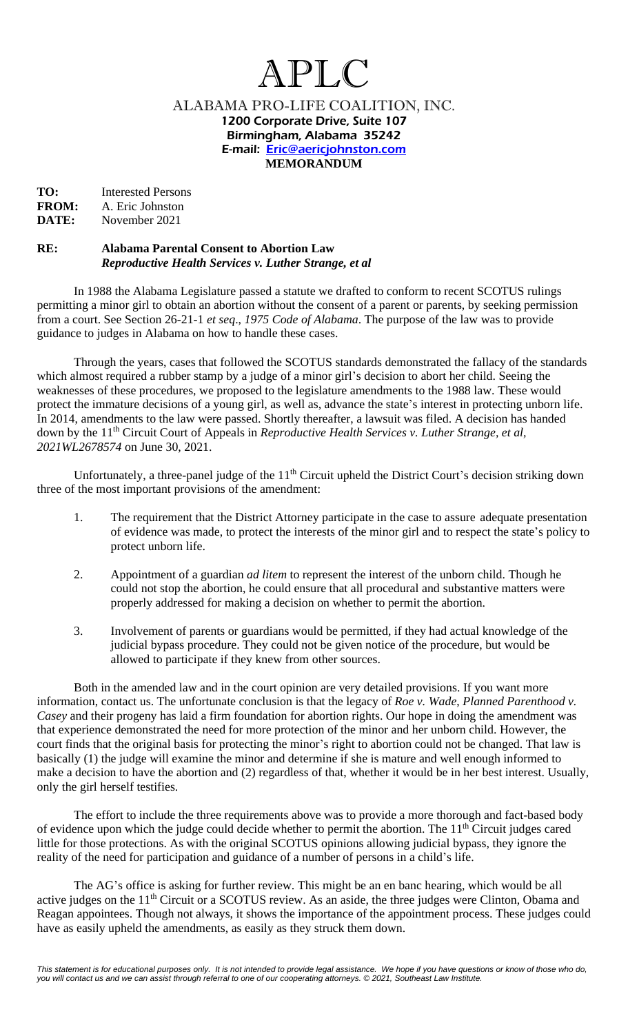# APLC

## ALABAMA PRO-LIFE COALITION, INC.

**1200 Corporate Drive, Suite 107**
**Birmingham, Alabama 35242**
**E-mail: Eric@aericjohnston.com**

**MEMORANDUM**

**TO:** Interested Persons
**FROM:** A. Eric Johnston
**DATE:** November 2021

**RE: Alabama Parental Consent to Abortion Law**
***Reproductive Health Services v. Luther Strange, et al***

In 1988 the Alabama Legislature passed a statute we drafted to conform to recent SCOTUS rulings permitting a minor girl to obtain an abortion without the consent of a parent or parents, by seeking permission from a court. See Section 26-21-1 *et seq*., *1975 Code of Alabama*. The purpose of the law was to provide guidance to judges in Alabama on how to handle these cases.

Through the years, cases that followed the SCOTUS standards demonstrated the fallacy of the standards which almost required a rubber stamp by a judge of a minor girl's decision to abort her child. Seeing the weaknesses of these procedures, we proposed to the legislature amendments to the 1988 law. These would protect the immature decisions of a young girl, as well as, advance the state's interest in protecting unborn life. In 2014, amendments to the law were passed. Shortly thereafter, a lawsuit was filed. A decision has handed down by the 11th Circuit Court of Appeals in *Reproductive Health Services v. Luther Strange, et al, 2021WL2678574* on June 30, 2021.

Unfortunately, a three-panel judge of the 11th Circuit upheld the District Court's decision striking down three of the most important provisions of the amendment:

1. The requirement that the District Attorney participate in the case to assure adequate presentation of evidence was made, to protect the interests of the minor girl and to respect the state's policy to protect unborn life.

2. Appointment of a guardian *ad litem* to represent the interest of the unborn child. Though he could not stop the abortion, he could ensure that all procedural and substantive matters were properly addressed for making a decision on whether to permit the abortion.

3. Involvement of parents or guardians would be permitted, if they had actual knowledge of the judicial bypass procedure. They could not be given notice of the procedure, but would be allowed to participate if they knew from other sources.

Both in the amended law and in the court opinion are very detailed provisions. If you want more information, contact us. The unfortunate conclusion is that the legacy of *Roe v. Wade*, *Planned Parenthood v. Casey* and their progeny has laid a firm foundation for abortion rights. Our hope in doing the amendment was that experience demonstrated the need for more protection of the minor and her unborn child. However, the court finds that the original basis for protecting the minor's right to abortion could not be changed. That law is basically (1) the judge will examine the minor and determine if she is mature and well enough informed to make a decision to have the abortion and (2) regardless of that, whether it would be in her best interest. Usually, only the girl herself testifies.

The effort to include the three requirements above was to provide a more thorough and fact-based body of evidence upon which the judge could decide whether to permit the abortion. The 11th Circuit judges cared little for those protections. As with the original SCOTUS opinions allowing judicial bypass, they ignore the reality of the need for participation and guidance of a number of persons in a child's life.

The AG's office is asking for further review. This might be an en banc hearing, which would be all active judges on the 11th Circuit or a SCOTUS review. As an aside, the three judges were Clinton, Obama and Reagan appointees. Though not always, it shows the importance of the appointment process. These judges could have as easily upheld the amendments, as easily as they struck them down.

*This statement is for educational purposes only. It is not intended to provide legal assistance. We hope if you have questions or know of those who do, you will contact us and we can assist through referral to one of our cooperating attorneys. © 2021, Southeast Law Institute.*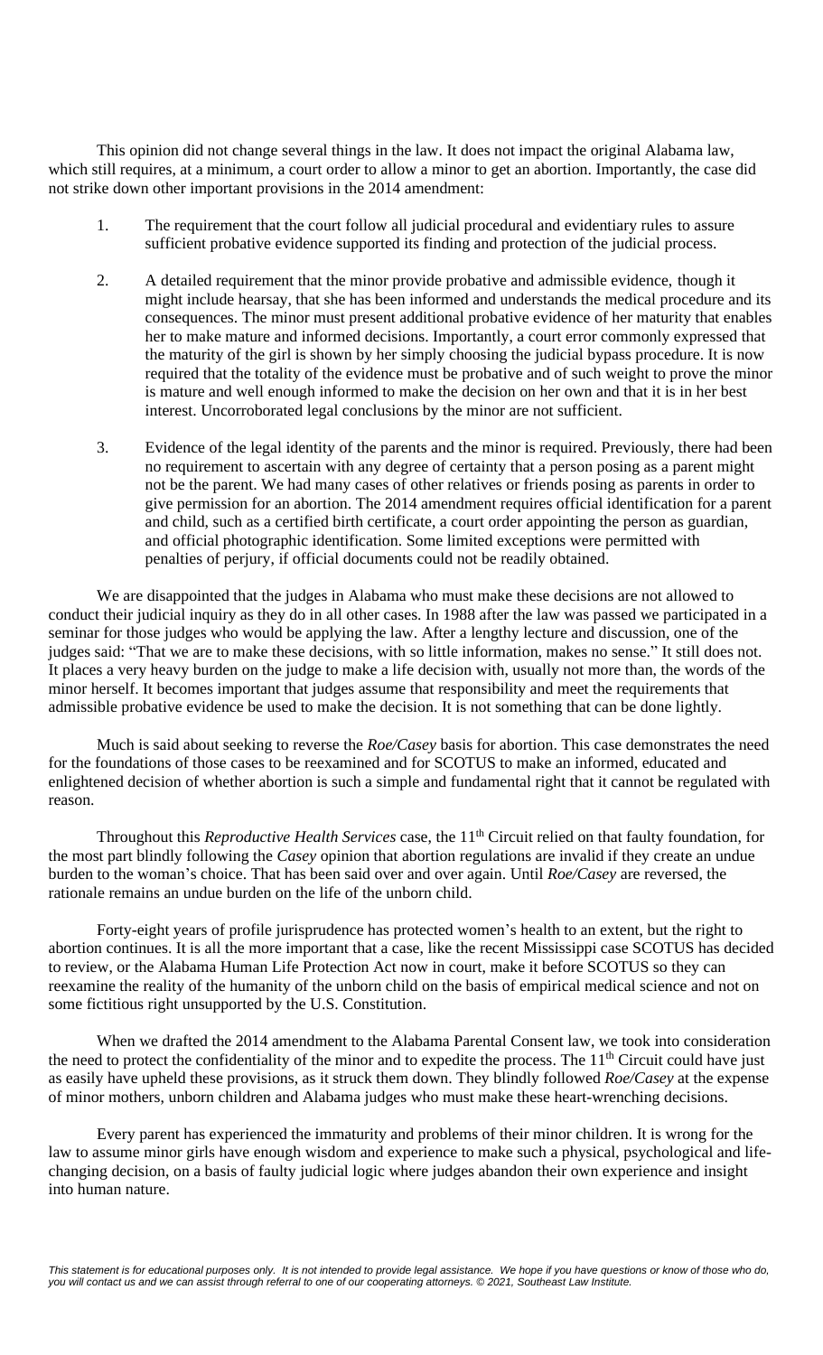This opinion did not change several things in the law. It does not impact the original Alabama law, which still requires, at a minimum, a court order to allow a minor to get an abortion. Importantly, the case did not strike down other important provisions in the 2014 amendment:

1. The requirement that the court follow all judicial procedural and evidentiary rules to assure sufficient probative evidence supported its finding and protection of the judicial process.

2. A detailed requirement that the minor provide probative and admissible evidence, though it might include hearsay, that she has been informed and understands the medical procedure and its consequences. The minor must present additional probative evidence of her maturity that enables her to make mature and informed decisions. Importantly, a court error commonly expressed that the maturity of the girl is shown by her simply choosing the judicial bypass procedure. It is now required that the totality of the evidence must be probative and of such weight to prove the minor is mature and well enough informed to make the decision on her own and that it is in her best interest. Uncorroborated legal conclusions by the minor are not sufficient.

3. Evidence of the legal identity of the parents and the minor is required. Previously, there had been no requirement to ascertain with any degree of certainty that a person posing as a parent might not be the parent. We had many cases of other relatives or friends posing as parents in order to give permission for an abortion. The 2014 amendment requires official identification for a parent and child, such as a certified birth certificate, a court order appointing the person as guardian, and official photographic identification. Some limited exceptions were permitted with penalties of perjury, if official documents could not be readily obtained.

We are disappointed that the judges in Alabama who must make these decisions are not allowed to conduct their judicial inquiry as they do in all other cases. In 1988 after the law was passed we participated in a seminar for those judges who would be applying the law. After a lengthy lecture and discussion, one of the judges said: "That we are to make these decisions, with so little information, makes no sense." It still does not. It places a very heavy burden on the judge to make a life decision with, usually not more than, the words of the minor herself. It becomes important that judges assume that responsibility and meet the requirements that admissible probative evidence be used to make the decision. It is not something that can be done lightly.

Much is said about seeking to reverse the *Roe/Casey* basis for abortion. This case demonstrates the need for the foundations of those cases to be reexamined and for SCOTUS to make an informed, educated and enlightened decision of whether abortion is such a simple and fundamental right that it cannot be regulated with reason.

Throughout this *Reproductive Health Services* case, the 11th Circuit relied on that faulty foundation, for the most part blindly following the *Casey* opinion that abortion regulations are invalid if they create an undue burden to the woman's choice. That has been said over and over again. Until *Roe/Casey* are reversed, the rationale remains an undue burden on the life of the unborn child.

Forty-eight years of profile jurisprudence has protected women's health to an extent, but the right to abortion continues. It is all the more important that a case, like the recent Mississippi case SCOTUS has decided to review, or the Alabama Human Life Protection Act now in court, make it before SCOTUS so they can reexamine the reality of the humanity of the unborn child on the basis of empirical medical science and not on some fictitious right unsupported by the U.S. Constitution.

When we drafted the 2014 amendment to the Alabama Parental Consent law, we took into consideration the need to protect the confidentiality of the minor and to expedite the process. The 11th Circuit could have just as easily have upheld these provisions, as it struck them down. They blindly followed *Roe/Casey* at the expense of minor mothers, unborn children and Alabama judges who must make these heart-wrenching decisions.

Every parent has experienced the immaturity and problems of their minor children. It is wrong for the law to assume minor girls have enough wisdom and experience to make such a physical, psychological and life-changing decision, on a basis of faulty judicial logic where judges abandon their own experience and insight into human nature.

*This statement is for educational purposes only. It is not intended to provide legal assistance. We hope if you have questions or know of those who do, you will contact us and we can assist through referral to one of our cooperating attorneys. © 2021, Southeast Law Institute.*